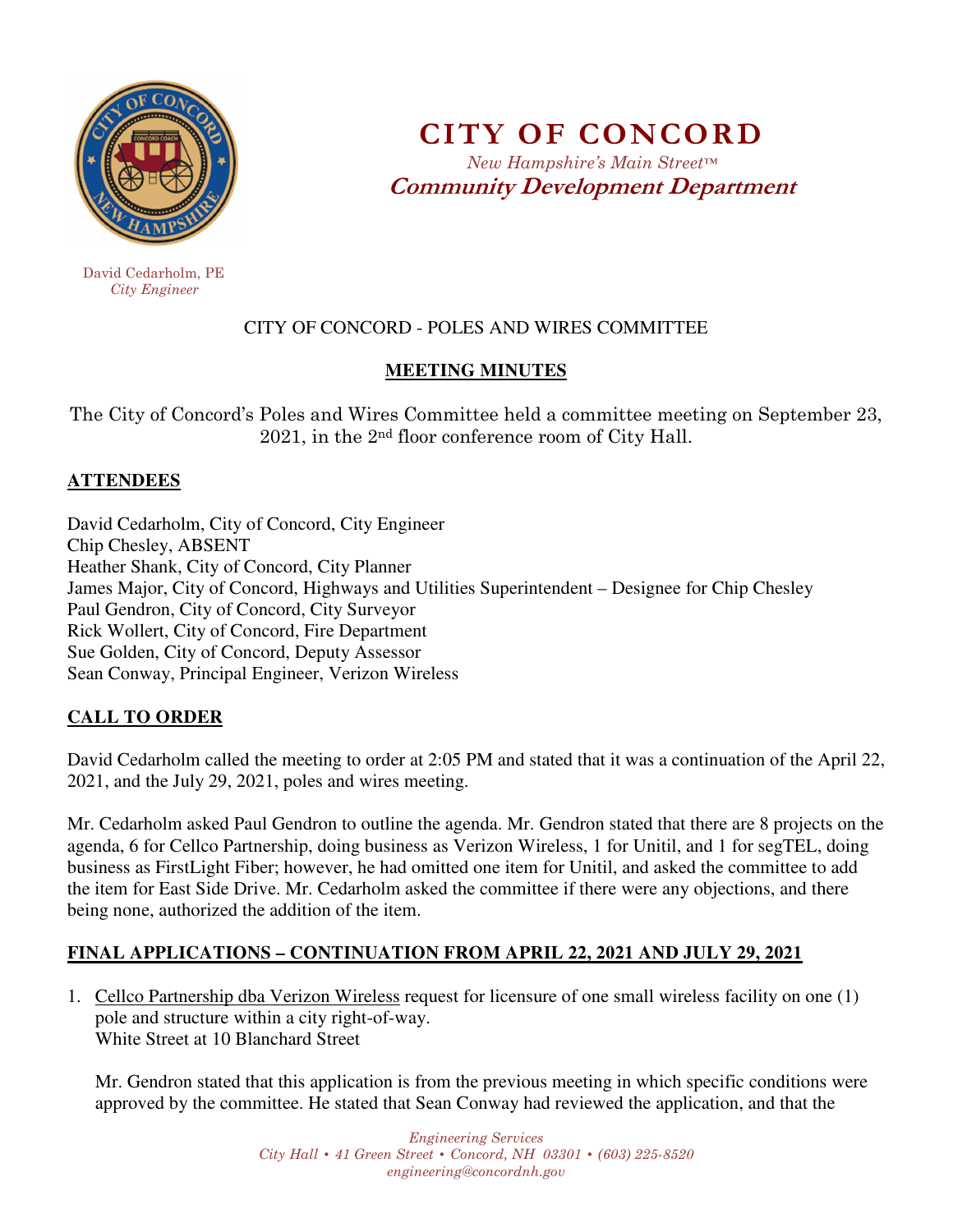# CITY OF CONCORD

*New Hampshire's Main Street™*

**Community Development Department**

David Cedarholm, PE
*City Engineer*

CITY OF CONCORD - POLES AND WIRES COMMITTEE

## MEETING MINUTES

The City of Concord's Poles and Wires Committee held a committee meeting on September 23, 2021, in the 2nd floor conference room of City Hall.

## ATTENDEES

David Cedarholm, City of Concord, City Engineer
Chip Chesley, ABSENT
Heather Shank, City of Concord, City Planner
James Major, City of Concord, Highways and Utilities Superintendent – Designee for Chip Chesley
Paul Gendron, City of Concord, City Surveyor
Rick Wollert, City of Concord, Fire Department
Sue Golden, City of Concord, Deputy Assessor
Sean Conway, Principal Engineer, Verizon Wireless

## CALL TO ORDER

David Cedarholm called the meeting to order at 2:05 PM and stated that it was a continuation of the April 22, 2021, and the July 29, 2021, poles and wires meeting.

Mr. Cedarholm asked Paul Gendron to outline the agenda. Mr. Gendron stated that there are 8 projects on the agenda, 6 for Cellco Partnership, doing business as Verizon Wireless, 1 for Unitil, and 1 for segTEL, doing business as FirstLight Fiber; however, he had omitted one item for Unitil, and asked the committee to add the item for East Side Drive. Mr. Cedarholm asked the committee if there were any objections, and there being none, authorized the addition of the item.

## FINAL APPLICATIONS – CONTINUATION FROM APRIL 22, 2021 AND JULY 29, 2021

1. Cellco Partnership dba Verizon Wireless request for licensure of one small wireless facility on one (1) pole and structure within a city right-of-way.
   White Street at 10 Blanchard Street

   Mr. Gendron stated that this application is from the previous meeting in which specific conditions were approved by the committee. He stated that Sean Conway had reviewed the application, and that the

*Engineering Services*
*City Hall • 41 Green Street • Concord, NH 03301 • (603) 225-8520*
*engineering@concordnh.gov*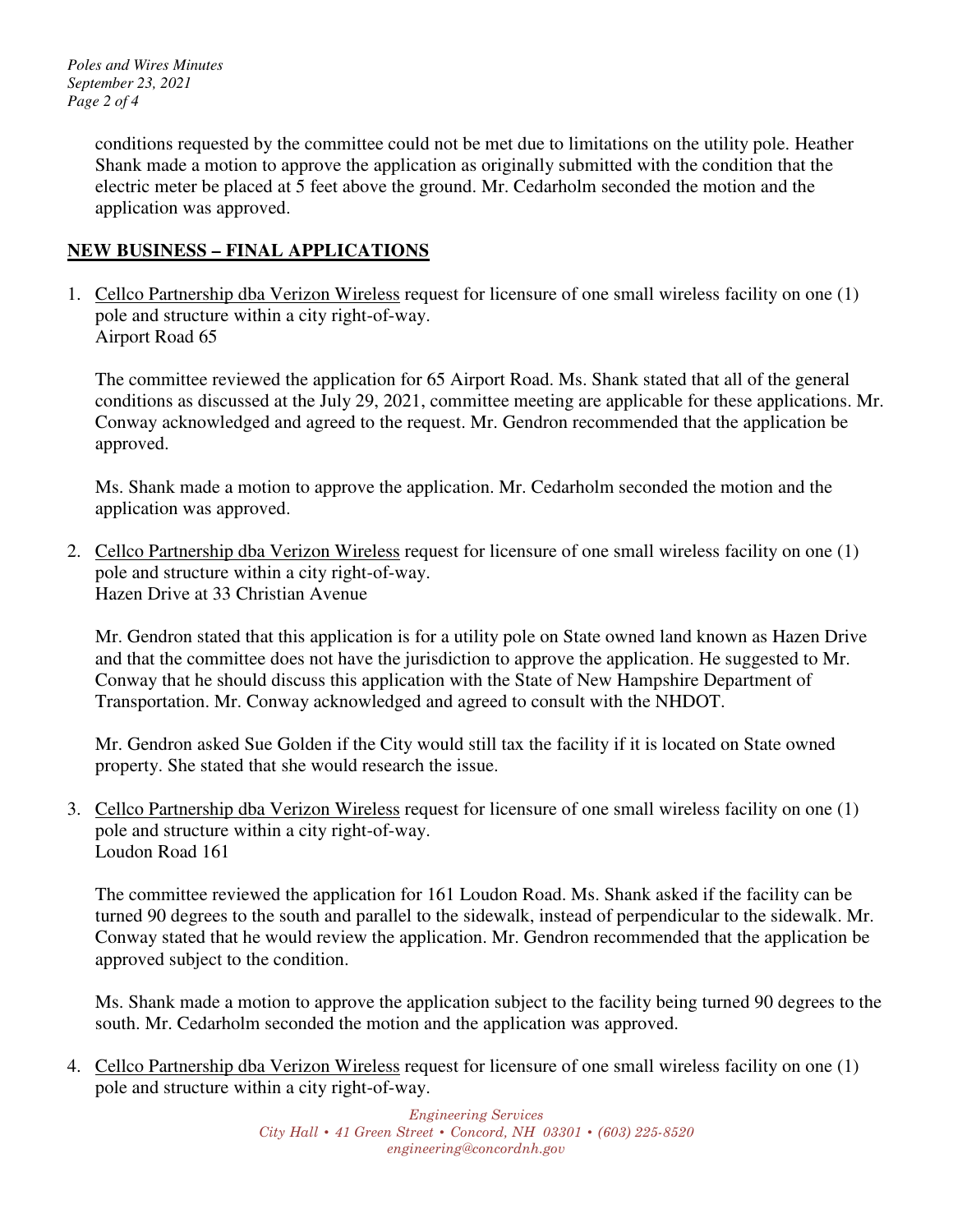conditions requested by the committee could not be met due to limitations on the utility pole. Heather Shank made a motion to approve the application as originally submitted with the condition that the electric meter be placed at 5 feet above the ground. Mr. Cedarholm seconded the motion and the application was approved.

## NEW BUSINESS – FINAL APPLICATIONS

1. Cellco Partnership dba Verizon Wireless request for licensure of one small wireless facility on one (1) pole and structure within a city right-of-way.
   Airport Road 65

   The committee reviewed the application for 65 Airport Road. Ms. Shank stated that all of the general conditions as discussed at the July 29, 2021, committee meeting are applicable for these applications. Mr. Conway acknowledged and agreed to the request. Mr. Gendron recommended that the application be approved.

   Ms. Shank made a motion to approve the application. Mr. Cedarholm seconded the motion and the application was approved.

2. Cellco Partnership dba Verizon Wireless request for licensure of one small wireless facility on one (1) pole and structure within a city right-of-way.
   Hazen Drive at 33 Christian Avenue

   Mr. Gendron stated that this application is for a utility pole on State owned land known as Hazen Drive and that the committee does not have the jurisdiction to approve the application. He suggested to Mr. Conway that he should discuss this application with the State of New Hampshire Department of Transportation. Mr. Conway acknowledged and agreed to consult with the NHDOT.

   Mr. Gendron asked Sue Golden if the City would still tax the facility if it is located on State owned property. She stated that she would research the issue.

3. Cellco Partnership dba Verizon Wireless request for licensure of one small wireless facility on one (1) pole and structure within a city right-of-way.
   Loudon Road 161

   The committee reviewed the application for 161 Loudon Road. Ms. Shank asked if the facility can be turned 90 degrees to the south and parallel to the sidewalk, instead of perpendicular to the sidewalk. Mr. Conway stated that he would review the application. Mr. Gendron recommended that the application be approved subject to the condition.

   Ms. Shank made a motion to approve the application subject to the facility being turned 90 degrees to the south. Mr. Cedarholm seconded the motion and the application was approved.

4. Cellco Partnership dba Verizon Wireless request for licensure of one small wireless facility on one (1) pole and structure within a city right-of-way.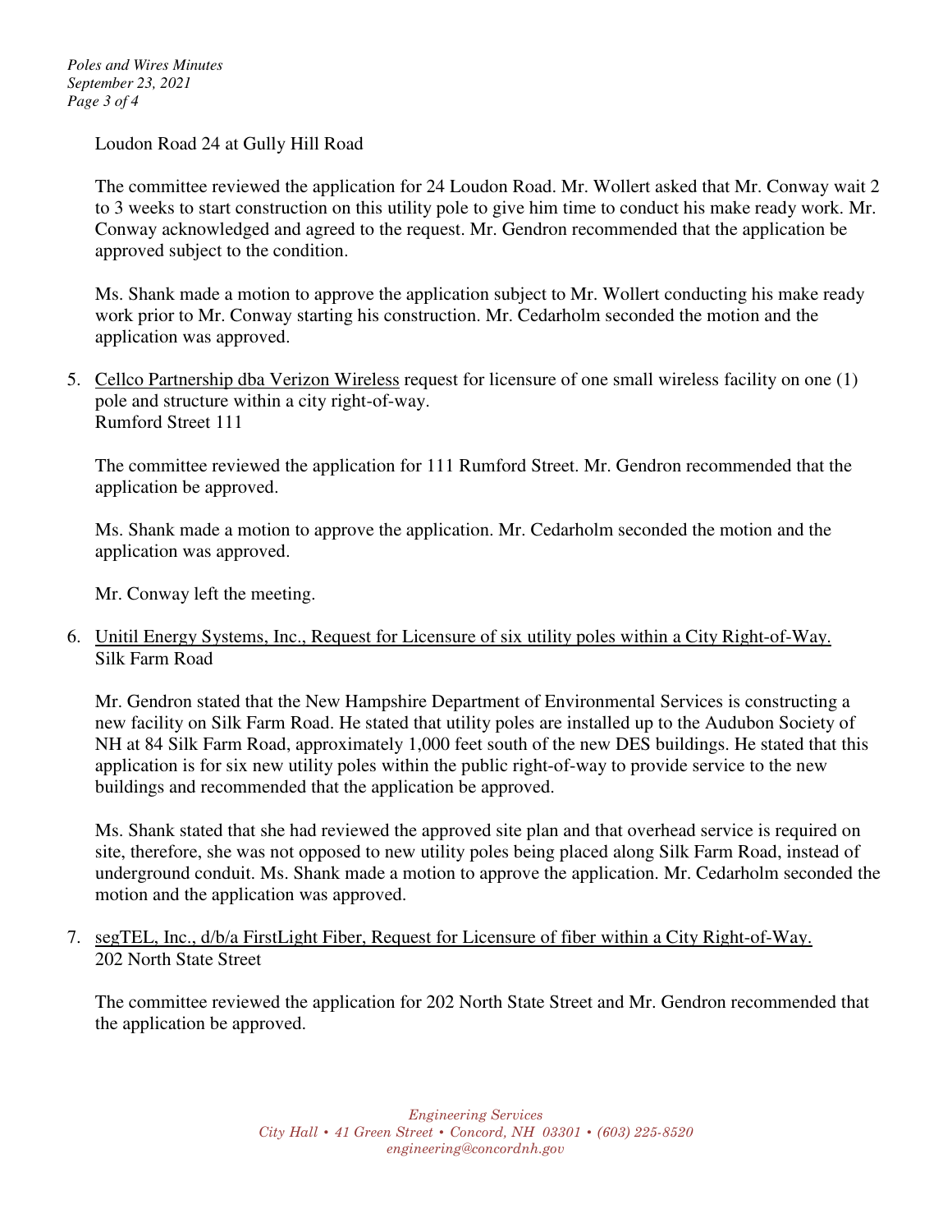Loudon Road 24 at Gully Hill Road

The committee reviewed the application for 24 Loudon Road. Mr. Wollert asked that Mr. Conway wait 2 to 3 weeks to start construction on this utility pole to give him time to conduct his make ready work. Mr. Conway acknowledged and agreed to the request. Mr. Gendron recommended that the application be approved subject to the condition.

Ms. Shank made a motion to approve the application subject to Mr. Wollert conducting his make ready work prior to Mr. Conway starting his construction. Mr. Cedarholm seconded the motion and the application was approved.

5. Cellco Partnership dba Verizon Wireless request for licensure of one small wireless facility on one (1) pole and structure within a city right-of-way.
   Rumford Street 111

   The committee reviewed the application for 111 Rumford Street. Mr. Gendron recommended that the application be approved.

   Ms. Shank made a motion to approve the application. Mr. Cedarholm seconded the motion and the application was approved.

   Mr. Conway left the meeting.

6. Unitil Energy Systems, Inc., Request for Licensure of six utility poles within a City Right-of-Way.
   Silk Farm Road

   Mr. Gendron stated that the New Hampshire Department of Environmental Services is constructing a new facility on Silk Farm Road. He stated that utility poles are installed up to the Audubon Society of NH at 84 Silk Farm Road, approximately 1,000 feet south of the new DES buildings. He stated that this application is for six new utility poles within the public right-of-way to provide service to the new buildings and recommended that the application be approved.

   Ms. Shank stated that she had reviewed the approved site plan and that overhead service is required on site, therefore, she was not opposed to new utility poles being placed along Silk Farm Road, instead of underground conduit. Ms. Shank made a motion to approve the application. Mr. Cedarholm seconded the motion and the application was approved.

7. segTEL, Inc., d/b/a FirstLight Fiber, Request for Licensure of fiber within a City Right-of-Way.
   202 North State Street

   The committee reviewed the application for 202 North State Street and Mr. Gendron recommended that the application be approved.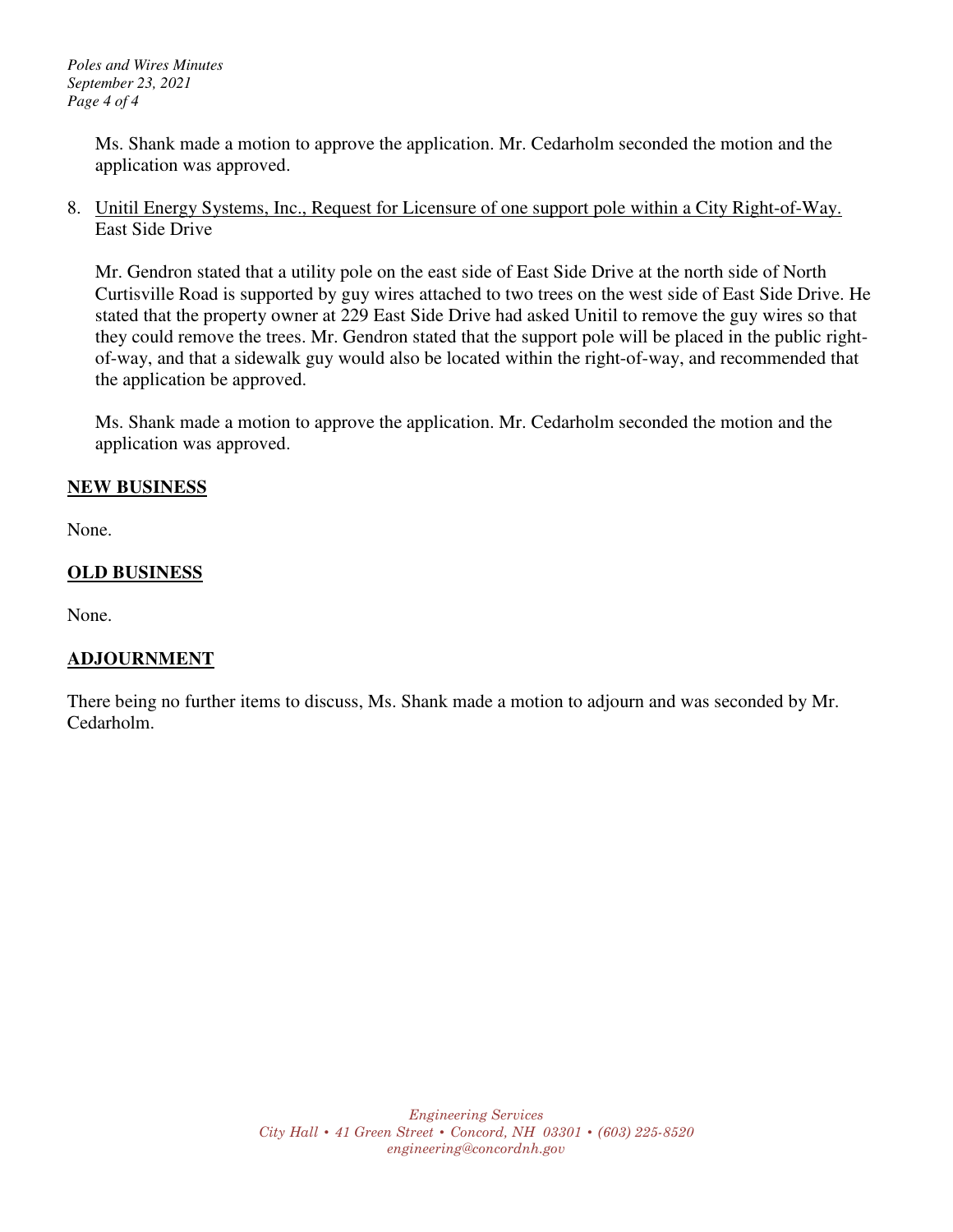Ms. Shank made a motion to approve the application. Mr. Cedarholm seconded the motion and the application was approved.

8. Unitil Energy Systems, Inc., Request for Licensure of one support pole within a City Right-of-Way. East Side Drive

   Mr. Gendron stated that a utility pole on the east side of East Side Drive at the north side of North Curtisville Road is supported by guy wires attached to two trees on the west side of East Side Drive. He stated that the property owner at 229 East Side Drive had asked Unitil to remove the guy wires so that they could remove the trees. Mr. Gendron stated that the support pole will be placed in the public right-of-way, and that a sidewalk guy would also be located within the right-of-way, and recommended that the application be approved.

   Ms. Shank made a motion to approve the application. Mr. Cedarholm seconded the motion and the application was approved.

## NEW BUSINESS

None.

## OLD BUSINESS

None.

## ADJOURNMENT

There being no further items to discuss, Ms. Shank made a motion to adjourn and was seconded by Mr. Cedarholm.